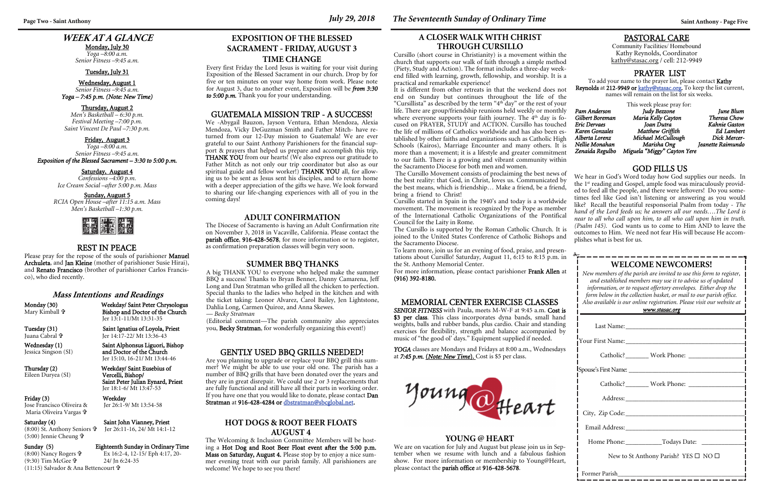## WEEK AT A GLANCE

**Monday, July 30**
*Yoga –8:00 a.m.*
*Senior Fitness –9:45 a.m.*

**Tuesday, July 31**

**Wednesday, August 1**
*Senior Fitness –9:45 a.m.*
***Yoga – 7:45 p.m. (Note: New Time)***

**Thursday, August 2**
*Men's Basketball – 6:30 p.m.*
*Festival Meeting –7:00 p.m.*
*Saint Vincent De Paul –7:30 p.m.*

**Friday, August 3**
*Yoga –8:00 a.m.*
*Senior Fitness –9:45 a.m.*
***Exposition of the Blessed Sacrament – 3:30 to 5:00 p.m.***

**Saturday, August 4**
*Confessions –4:00 p.m.*
*Ice Cream Social –after 5:00 p.m. Mass*

**Sunday, August 5**
*RCIA Open House –after 11:15 a.m. Mass*
*Men's Basketball –1:30 p.m.*

## REST IN PEACE

Please pray for the repose of the souls of parishioner **Manuel Archuleta**, and **Jan Kleine** (mother of parishioner Susie Hirai), and **Renato Francisco** (brother of parishioner Carlos Francisco), who died recently.

## Mass Intentions and Readings

**Monday (30)** — Mary Kimball ✞
**Weekday/ Saint Peter Chrysologus Bishop and Doctor of the Church**
Jer 13:1-11/Mt 13:31-35

**Tuesday (31)** — Juana Cabral ✞
**Saint Ignatius of Loyola, Priest**
Jer 14:17-22/ Mt 13:36-43

**Wednesday (1)** — Jessica Singson (SI)
**Saint Alphonsus Liguori, Bishop and Doctor of the Church**
Jer 15:10, 16-21/ Mt 13:44-46

**Thursday (2)** — Eileen Duryea (SI)
**Weekday/ Saint Eusebius of Vercelli, Bishop/ Saint Peter Julian Eynard, Priest**
Jer 18:1-6/ Mt 13:47-53

**Friday (3)** — Jose Francisco Oliveira & Maria Oliveira Vargas ✞
**Weekday**
Jer 26:1-9/ Mt 13:54-58

**Saturday (4)** — (8:00) St. Anthony Seniors ✞; (5:00) Jennie Cheung ✞
**Saint John Vianney, Priest**
Jer 26:11-16, 24/ Mt 14:1-12

**Sunday (5)** — (8:00) Nancy Rogers ✞; (9:30) Tim McGee ✞; (11:15) Salvador & Ana Bettencourt ✞
**Eighteenth Sunday in Ordinary Time**
Ex 16:2-4, 12-15/ Eph 4:17, 20-24/ Jn 6:24-35

## EXPOSITION OF THE BLESSED SACRAMENT - FRIDAY, AUGUST 3 TIME CHANGE

Every first Friday the Lord Jesus is waiting for your visit during Exposition of the Blessed Sacrament in our church. Drop by for five or ten minutes on your way home from work. Please note for August 3, due to another event, Exposition will be ***from 3:30 to 5:00 p.m.*** Thank you for your understanding.

## GUATEMALA MISSION TRIP - A SUCCESS!

We -Abygail Bauzon, Jayson Ventura, Ethan Mendoza, Alexia Mendoza, Vicky DeGuzman Smith and Father Mitch- have returned from our 12-Day mission to Guatemala! We are ever grateful to our Saint Anthony Parishioners for the financial support & prayers that helped us prepare and accomplish this trip, **THANK YOU** from our hearts! (We also express our gratitude to Father Mitch as not only our trip coordinator but also as our spiritual guide and fellow worker!) **THANK YOU** all, for allowing us to be sent as Jesus sent his disciples, and to return home with a deeper appreciation of the gifts we have. We look forward to sharing our life-changing experiences with all of you in the coming days!

## ADULT CONFIRMATION

The Diocese of Sacramento is having an Adult Confirmation rite on November 3, 2018 in Vacaville, California. Please contact the **parish office**, **916-428-5678**, for more information or to register, as confirmation preparation classes will begin very soon.

## SUMMER BBQ THANKS

A big THANK YOU to everyone who helped make the summer BBQ a success! Thanks to Bryan Benner, Danny Camarena, Jeff Long and Dan Stratman who grilled all the chicken to perfection. Special thanks to the ladies who helped in the kitchen and with the ticket taking: Leonor Alvarez, Carol Bailey, Jen Lightstone, Dahlia Long, Carmen Quiroz, and Anna Skewes.
*— Becky Stratman*

(Editorial comment—The parish community also appreciates you, **Becky Stratman**, for wonderfully organizing this event!)

## GENTLY USED BBQ GRILLS NEEDED!

Are you planning to upgrade or replace your BBQ grill this summer? We might be able to use your old one. The parish has a number of BBQ grills that have been donated over the years and they are in great disrepair. We could use 2 or 3 replacements that are fully functional and still have all their parts in working order. If you have one that you would like to donate, please contact **Dan Stratman** at **916-428-4284** or dbstratman@sbcglobal.net.

## HOT DOGS & ROOT BEER FLOATS AUGUST 4

The Welcoming & Inclusion Committee Members will be hosting a **Hot Dog and Root Beer Float event after the 5:00 p.m. Mass on Saturday, August 4.** Please stop by to enjoy a nice summer evening treat with our parish family. All parishioners are welcome! We hope to see you there!

## A CLOSER WALK WITH CHRIST THROUGH CURSILLO

Cursillo (short course in Christianity) is a movement within the church that supports our walk of faith through a simple method (Piety, Study and Action). The format includes a three-day weekend filled with learning, growth, fellowship, and worship. It is a practical and remarkable experience!

It is different from other retreats in that the weekend does not end on Sunday but continues throughout the life of the "Cursillista" as described by the term "4th day" or the rest of your life. There are group/friendship reunions held weekly or monthly where everyone supports your faith journey. The 4th day is focused on PRAYER, STUDY and ACTION. Cursillo has touched the life of millions of Catholics worldwide and has also been established by other faiths and organizations such as Catholic High Schools (Kairos), Marriage Encounter and many others. It is more than a movement; it is a lifestyle and greater commitment to our faith. There is a growing and vibrant community within the Sacramento Diocese for both men and women.

The Cursillo Movement consists of proclaiming the best news of the best reality: that God, in Christ, loves us. Communicated by the best means, which is friendship… Make a friend, be a friend, bring a friend to Christ!

Cursillo started in Spain in the 1940's and today is a worldwide movement. The movement is recognized by the Pope as member of the International Catholic Organizations of the Pontifical Council for the Laity in Rome.

The Cursillo is supported by the Roman Catholic Church. It is joined to the United States Conference of Catholic Bishops and the Sacramento Diocese.

To learn more, join us for an evening of food, praise, and presentations about Cursillo! Saturday, August 11, 6:15 to 8:15 p.m. in the St. Anthony Memorial Center.

For more information, please contact parishioner **Frank Allen** at **(916) 392-8180.**

## MEMORIAL CENTER EXERCISE CLASSES

***SENIOR FITNESS*** with Paula, meets M-W-F at 9:45 a.m. **Cost is $3 per class**. This class incorporates dyna bands, small hand weights, balls and rubber bands, plus cardio. Chair and standing exercises for flexibility, strength and balance accompanied by music of "the good ol' days." Equipment supplied if needed.

***YOGA*** classes are Mondays and Fridays at 8:00 a.m., Wednesdays at ***7:45 p.m. (Note: New Time).*** Cost is $5 per class.

## YOUNG @ HEART

We are on vacation for July and August but please join us in September when we resume with lunch and a fabulous fashion show. For more information or membership to Young@Heart, please contact the **parish office** at **916-428-5678**.

## PASTORAL CARE

Community Facilities/ Homebound
Kathy Reynolds, Coordinator
kathy@stasac.org / cell: 212-9949

## PRAYER LIST

To add your name to the prayer list, please contact **Kathy Reynolds** at **212-9949** or kathy@stasac.org. To keep the list current, names will remain on the list for six weeks.

This week please pray for:

| | | |
|---|---|---|
| *Pam Anderson* | *Judy Bezzone* | *June Blum* |
| *Gilbert Boreman* | *Maria Kelly Cayton* | *Theresa Chow* |
| *Eric Dervaes* | *Joan Dutra* | *Kahnie Gaston* |
| *Karen Gonzales* | *Matthew Griffith* | *Ed Lambert* |
| *Alberta Lorenz* | *Michael McCullough* | *Dick Mercer-* |
| *Nellie Monahan* | *Marisha Ong* | *Jeanette Raimundo* |
| *Zenaida Regulbo* | *Miguela "Miggy" Cayton Yere* | |

## GOD FILLS US

We hear in God's Word today how God supplies our needs. In the 1st reading and Gospel, ample food was miraculously provided to feed all the people, and there were leftovers! Do you sometimes feel like God isn't listening or answering as you would like? Recall the beautiful responsorial Psalm from today - *The hand of the Lord feeds us; he answers all our needs….The Lord is near to all who call upon him, to all who call upon him in truth. (Psalm 145).* God wants us to come to Him AND to leave the outcomes to Him. We need not fear His will because He accomplishes what is best for us.

## WELCOME NEWCOMERS!

*New members of the parish are invited to use this form to register, and established members may use it to advise us of updated information, or to request offertory envelopes. Either drop the form below in the collection basket, or mail to our parish office. Also available is our online registration. Please visit our website at* ***www.stasac.org***

Last Name:\_\_\_\_\_\_\_\_\_\_\_\_\_\_\_\_\_\_\_\_

Your First Name:\_\_\_\_\_\_\_\_\_\_\_\_\_\_\_\_\_\_\_\_

Catholic?\_\_\_\_\_\_\_ Work Phone: \_\_\_\_\_\_\_\_\_\_\_\_

Spouse's First Name: \_\_\_\_\_\_\_\_\_\_\_\_\_\_\_\_\_\_\_\_

Catholic?\_\_\_\_\_\_\_ Work Phone: \_\_\_\_\_\_\_\_\_\_\_\_

Address:\_\_\_\_\_\_\_\_\_\_\_\_\_\_\_\_\_\_\_\_

City, Zip Code:\_\_\_\_\_\_\_\_\_\_\_\_\_\_\_\_\_\_\_\_

Email Address:\_\_\_\_\_\_\_\_\_\_\_\_\_\_\_\_\_\_\_\_

Home Phone:\_\_\_\_\_\_\_\_\_\_\_Todays Date: \_\_\_\_\_\_\_\_\_\_\_\_

New to St Anthony Parish? YES ☐ NO ☐

Former Parish\_\_\_\_\_\_\_\_\_\_\_\_\_\_\_\_\_\_\_\_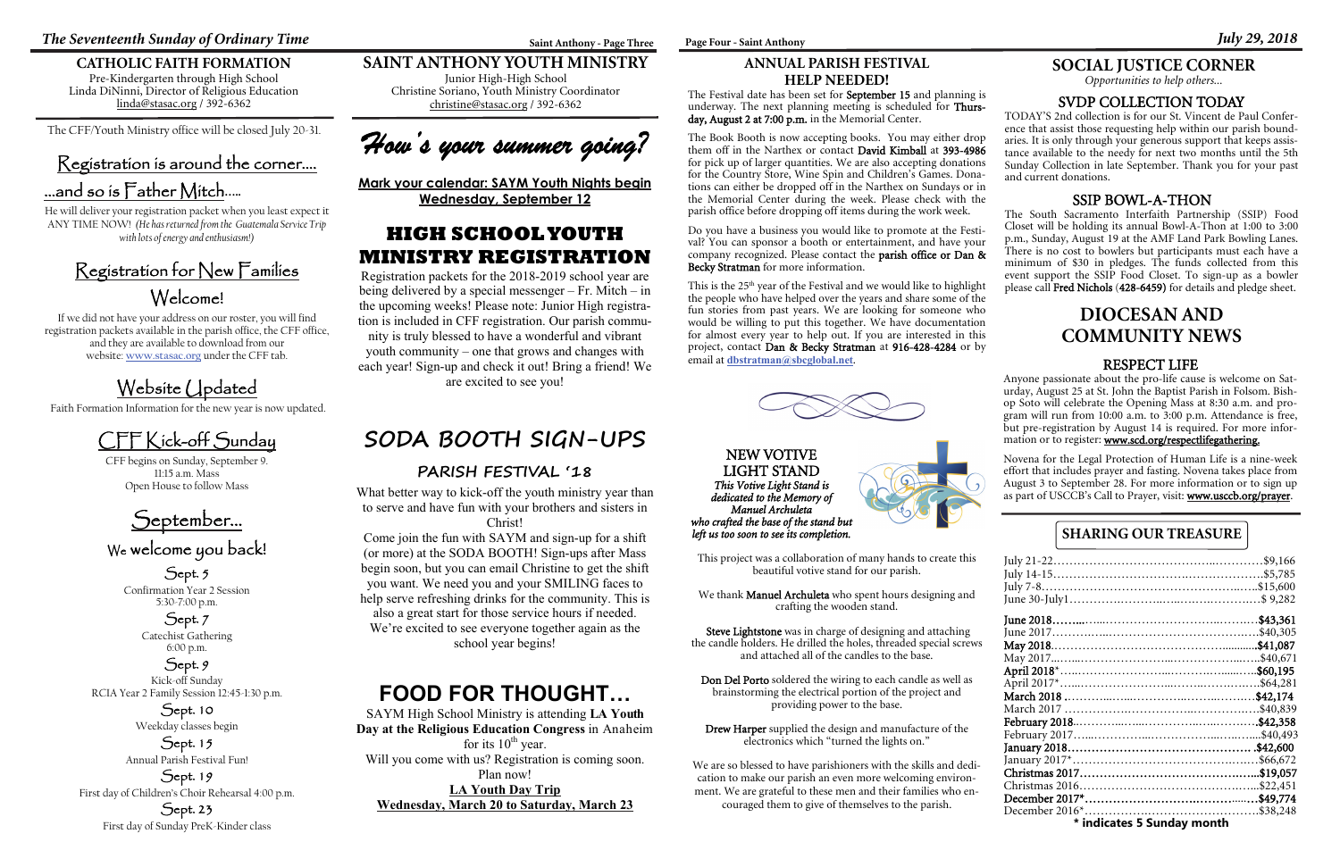## CATHOLIC FAITH FORMATION

Pre-Kindergarten through High School
Linda DiNinni, Director of Religious Education
linda@stasac.org / 392-6362

The CFF/Youth Ministry office will be closed July 20-31.

## Registration is around the corner....

## ...and so is Father Mitch.....

He will deliver your registration packet when you least expect it ANY TIME NOW! *(He has returned from the Guatemala Service Trip with lots of energy and enthusiasm!)*

## Registration for New Families

## Welcome!

If we did not have your address on our roster, you will find registration packets available in the parish office, the CFF office, and they are available to download from our website: www.stasac.org under the CFF tab.

## Website Updated

Faith Formation Information for the new year is now updated.

## CFF Kick-off Sunday

CFF begins on Sunday, September 9.
11:15 a.m. Mass
Open House to follow Mass

## September...

### We welcome you back!

**Sept. 5**
Confirmation Year 2 Session
5:30-7:00 p.m.

**Sept. 7**
Catechist Gathering
6:00 p.m.

**Sept. 9**
Kick-off Sunday
RCIA Year 2 Family Session 12:45-1:30 p.m.

**Sept. 10**
Weekday classes begin

**Sept. 15**
Annual Parish Festival Fun!

**Sept. 19**
First day of Children's Choir Rehearsal 4:00 p.m.

**Sept. 23**
First day of Sunday PreK-Kinder class

## SAINT ANTHONY YOUTH MINISTRY

Junior High-High School
Christine Soriano, Youth Ministry Coordinator
christine@stasac.org / 392-6362

# *How's your summer going?*

**Mark your calendar: SAYM Youth Nights begin Wednesday, September 12**

## HIGH SCHOOL YOUTH MINISTRY REGISTRATION

Registration packets for the 2018-2019 school year are being delivered by a special messenger – Fr. Mitch – in the upcoming weeks! Please note: Junior High registration is included in CFF registration. Our parish community is truly blessed to have a wonderful and vibrant youth community – one that grows and changes with each year! Sign-up and check it out! Bring a friend! We are excited to see you!

## SODA BOOTH SIGN-UPS

### PARISH FESTIVAL '18

What better way to kick-off the youth ministry year than to serve and have fun with your brothers and sisters in Christ!

Come join the fun with SAYM and sign-up for a shift (or more) at the SODA BOOTH! Sign-ups after Mass begin soon, but you can email Christine to get the shift you want. We need you and your SMILING faces to help serve refreshing drinks for the community. This is also a great start for those service hours if needed. We're excited to see everyone together again as the school year begins!

## FOOD FOR THOUGHT…

SAYM High School Ministry is attending **LA Youth Day at the Religious Education Congress** in Anaheim for its 10th year.
Will you come with us? Registration is coming soon. Plan now!
**LA Youth Day Trip**
**Wednesday, March 20 to Saturday, March 23**

## ANNUAL PARISH FESTIVAL HELP NEEDED!

The Festival date has been set for **September 15** and planning is underway. The next planning meeting is scheduled for **Thursday, August 2 at 7:00 p.m.** in the Memorial Center.

The Book Booth is now accepting books. You may either drop them off in the Narthex or contact **David Kimball** at **393-4986** for pick up of larger quantities. We are also accepting donations for the Country Store, Wine Spin and Children's Games. Donations can either be dropped off in the Narthex on Sundays or in the Memorial Center during the week. Please check with the parish office before dropping off items during the work week.

Do you have a business you would like to promote at the Festival? You can sponsor a booth or entertainment, and have your company recognized. Please contact the **parish office or Dan & Becky Stratman** for more information.

This is the 25th year of the Festival and we would like to highlight the people who have helped over the years and share some of the fun stories from past years. We are looking for someone who would be willing to put this together. We have documentation for almost every year to help out. If you are interested in this project, contact **Dan & Becky Stratman** at **916-428-4284** or by email at **dbstratman@sbcglobal.net**.

### NEW VOTIVE LIGHT STAND

***This Votive Light Stand is dedicated to the Memory of Manuel Archuleta who crafted the base of the stand but left us too soon to see its completion.***

This project was a collaboration of many hands to create this beautiful votive stand for our parish.

We thank **Manuel Archuleta** who spent hours designing and crafting the wooden stand.

**Steve Lightstone** was in charge of designing and attaching the candle holders. He drilled the holes, threaded special screws and attached all of the candles to the base.

**Don Del Porto** soldered the wiring to each candle as well as brainstorming the electrical portion of the project and providing power to the base.

**Drew Harper** supplied the design and manufacture of the electronics which "turned the lights on."

We are so blessed to have parishioners with the skills and dedication to make our parish an even more welcoming environment. We are grateful to these men and their families who encouraged them to give of themselves to the parish.

## SOCIAL JUSTICE CORNER

*Opportunities to help others...*

### SVDP COLLECTION TODAY

TODAY'S 2nd collection is for our St. Vincent de Paul Conference that assist those requesting help within our parish boundaries. It is only through your generous support that keeps assistance available to the needy for next two months until the 5th Sunday Collection in late September. Thank you for your past and current donations.

### SSIP BOWL-A-THON

The South Sacramento Interfaith Partnership (SSIP) Food Closet will be holding its annual Bowl-A-Thon at 1:00 to 3:00 p.m., Sunday, August 19 at the AMF Land Park Bowling Lanes. There is no cost to bowlers but participants must each have a minimum of $30 in pledges. The funds collected from this event support the SSIP Food Closet. To sign-up as a bowler please call **Fred Nichols** (**428-6459**) for details and pledge sheet.

## DIOCESAN AND COMMUNITY NEWS

### RESPECT LIFE

Anyone passionate about the pro-life cause is welcome on Saturday, August 25 at St. John the Baptist Parish in Folsom. Bishop Soto will celebrate the Opening Mass at 8:30 a.m. and program will run from 10:00 a.m. to 3:00 p.m. Attendance is free, but pre-registration by August 14 is required. For more information or to register: **www.scd.org/respectlifegathering.**

Novena for the Legal Protection of Human Life is a nine-week effort that includes prayer and fasting. Novena takes place from August 3 to September 28. For more information or to sign up as part of USCCB's Call to Prayer, visit: **www.usccb.org/prayer**.

## SHARING OUR TREASURE

| | |
|---|---|
| July 21-22 | $9,166 |
| July 14-15 | $5,785 |
| July 7-8 | $15,600 |
| June 30-July1 | $ 9,282 |
| **June 2018** | **$43,361** |
| June 2017 | $40,305 |
| **May 2018** | **$41,087** |
| May 2017 | $40,671 |
| **April 2018*** | **$60,195** |
| April 2017* | $64,281 |
| **March 2018** | **$42,174** |
| March 2017 | $40,839 |
| **February 2018** | **$42,358** |
| February 2017 | $40,493 |
| **January 2018** | **$42,600** |
| January 2017* | $66,672 |
| **Christmas 2017** | **$19,057** |
| Christmas 2016 | $22,451 |
| **December 2017*** | **$49,774** |
| December 2016* | $38,248 |

**\* indicates 5 Sunday month**